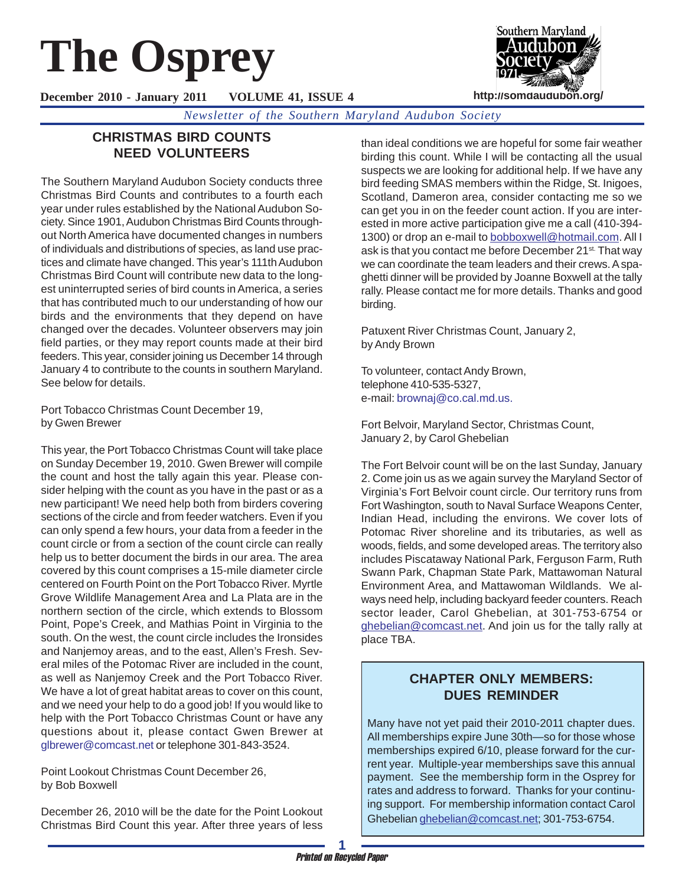# The Osprey

**December 2010 - January 2011 VOLUME 41, ISSUE 4**

http://somdaudubon.org/

*Newsletter of the Southern Maryland Audubon Society*

## CHRISTMAS BIRD COUNTS NEED VOLUNTEERS

The Southern Maryland Audubon Society conducts three Christmas Bird Counts and contributes to a fourth each year under rules established by the National Audubon Society. Since 1901, Audubon Christmas Bird Counts throughout North America have documented changes in numbers of individuals and distributions of species, as land use practices and climate have changed. This year's 111th Audubon Christmas Bird Count will contribute new data to the longest uninterrupted series of bird counts in America, a series that has contributed much to our understanding of how our birds and the environments that they depend on have changed over the decades. Volunteer observers may join field parties, or they may report counts made at their bird feeders. This year, consider joining us December 14 through January 4 to contribute to the counts in southern Maryland. See below for details.

Port Tobacco Christmas Count December 19,
by Gwen Brewer

This year, the Port Tobacco Christmas Count will take place on Sunday December 19, 2010. Gwen Brewer will compile the count and host the tally again this year. Please consider helping with the count as you have in the past or as a new participant! We need help both from birders covering sections of the circle and from feeder watchers. Even if you can only spend a few hours, your data from a feeder in the count circle or from a section of the count circle can really help us to better document the birds in our area. The area covered by this count comprises a 15-mile diameter circle centered on Fourth Point on the Port Tobacco River. Myrtle Grove Wildlife Management Area and La Plata are in the northern section of the circle, which extends to Blossom Point, Pope's Creek, and Mathias Point in Virginia to the south. On the west, the count circle includes the Ironsides and Nanjemoy areas, and to the east, Allen's Fresh. Several miles of the Potomac River are included in the count, as well as Nanjemoy Creek and the Port Tobacco River. We have a lot of great habitat areas to cover on this count, and we need your help to do a good job! If you would like to help with the Port Tobacco Christmas Count or have any questions about it, please contact Gwen Brewer at glbrewer@comcast.net or telephone 301-843-3524.

Point Lookout Christmas Count December 26,
by Bob Boxwell

December 26, 2010 will be the date for the Point Lookout Christmas Bird Count this year. After three years of less than ideal conditions we are hopeful for some fair weather birding this count. While I will be contacting all the usual suspects we are looking for additional help. If we have any bird feeding SMAS members within the Ridge, St. Inigoes, Scotland, Dameron area, consider contacting me so we can get you in on the feeder count action. If you are interested in more active participation give me a call (410-394-1300) or drop an e-mail to bobboxwell@hotmail.com. All I ask is that you contact me before December 21st. That way we can coordinate the team leaders and their crews. A spaghetti dinner will be provided by Joanne Boxwell at the tally rally. Please contact me for more details. Thanks and good birding.

Patuxent River Christmas Count, January 2,
by Andy Brown

To volunteer, contact Andy Brown,
telephone 410-535-5327,
e-mail: brownaj@co.cal.md.us.

Fort Belvoir, Maryland Sector, Christmas Count,
January 2, by Carol Ghebelian

The Fort Belvoir count will be on the last Sunday, January 2. Come join us as we again survey the Maryland Sector of Virginia's Fort Belvoir count circle. Our territory runs from Fort Washington, south to Naval Surface Weapons Center, Indian Head, including the environs. We cover lots of Potomac River shoreline and its tributaries, as well as woods, fields, and some developed areas. The territory also includes Piscataway National Park, Ferguson Farm, Ruth Swann Park, Chapman State Park, Mattawoman Natural Environment Area, and Mattawoman Wildlands. We always need help, including backyard feeder counters. Reach sector leader, Carol Ghebelian, at 301-753-6754 or ghebelian@comcast.net. And join us for the tally rally at place TBA.

## CHAPTER ONLY MEMBERS: DUES REMINDER

Many have not yet paid their 2010-2011 chapter dues. All memberships expire June 30th—so for those whose memberships expired 6/10, please forward for the current year. Multiple-year memberships save this annual payment. See the membership form in the Osprey for rates and address to forward. Thanks for your continuing support. For membership information contact Carol Ghebelian ghebelian@comcast.net; 301-753-6754.

*Printed on Recycled Paper*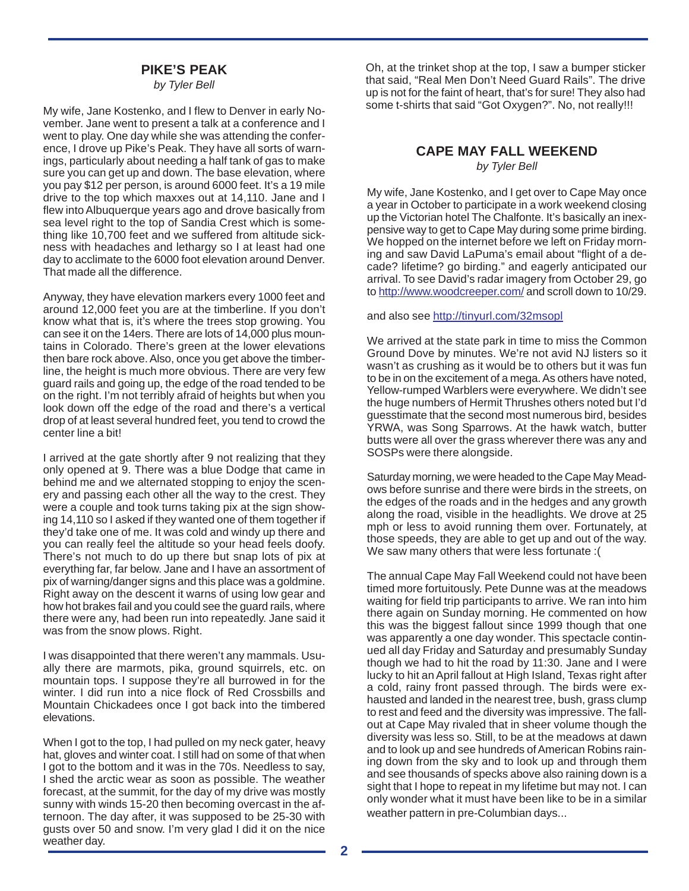## PIKE'S PEAK

*by Tyler Bell*

My wife, Jane Kostenko, and I flew to Denver in early November. Jane went to present a talk at a conference and I went to play. One day while she was attending the conference, I drove up Pike's Peak. They have all sorts of warnings, particularly about needing a half tank of gas to make sure you can get up and down. The base elevation, where you pay $12 per person, is around 6000 feet. It's a 19 mile drive to the top which maxxes out at 14,110. Jane and I flew into Albuquerque years ago and drove basically from sea level right to the top of Sandia Crest which is something like 10,700 feet and we suffered from altitude sickness with headaches and lethargy so I at least had one day to acclimate to the 6000 foot elevation around Denver. That made all the difference.

Anyway, they have elevation markers every 1000 feet and around 12,000 feet you are at the timberline. If you don't know what that is, it's where the trees stop growing. You can see it on the 14ers. There are lots of 14,000 plus mountains in Colorado. There's green at the lower elevations then bare rock above. Also, once you get above the timberline, the height is much more obvious. There are very few guard rails and going up, the edge of the road tended to be on the right. I'm not terribly afraid of heights but when you look down off the edge of the road and there's a vertical drop of at least several hundred feet, you tend to crowd the center line a bit!

I arrived at the gate shortly after 9 not realizing that they only opened at 9. There was a blue Dodge that came in behind me and we alternated stopping to enjoy the scenery and passing each other all the way to the crest. They were a couple and took turns taking pix at the sign showing 14,110 so I asked if they wanted one of them together if they'd take one of me. It was cold and windy up there and you can really feel the altitude so your head feels doofy. There's not much to do up there but snap lots of pix at everything far, far below. Jane and I have an assortment of pix of warning/danger signs and this place was a goldmine. Right away on the descent it warns of using low gear and how hot brakes fail and you could see the guard rails, where there were any, had been run into repeatedly. Jane said it was from the snow plows. Right.

I was disappointed that there weren't any mammals. Usually there are marmots, pika, ground squirrels, etc. on mountain tops. I suppose they're all burrowed in for the winter. I did run into a nice flock of Red Crossbills and Mountain Chickadees once I got back into the timbered elevations.

When I got to the top, I had pulled on my neck gater, heavy hat, gloves and winter coat. I still had on some of that when I got to the bottom and it was in the 70s. Needless to say, I shed the arctic wear as soon as possible. The weather forecast, at the summit, for the day of my drive was mostly sunny with winds 15-20 then becoming overcast in the afternoon. The day after, it was supposed to be 25-30 with gusts over 50 and snow. I'm very glad I did it on the nice weather day.

Oh, at the trinket shop at the top, I saw a bumper sticker that said, "Real Men Don't Need Guard Rails". The drive up is not for the faint of heart, that's for sure! They also had some t-shirts that said "Got Oxygen?". No, not really!!!

## CAPE MAY FALL WEEKEND

*by Tyler Bell*

My wife, Jane Kostenko, and I get over to Cape May once a year in October to participate in a work weekend closing up the Victorian hotel The Chalfonte. It's basically an inexpensive way to get to Cape May during some prime birding. We hopped on the internet before we left on Friday morning and saw David LaPuma's email about "flight of a decade? lifetime? go birding." and eagerly anticipated our arrival. To see David's radar imagery from October 29, go to http://www.woodcreeper.com/ and scroll down to 10/29.

and also see http://tinyurl.com/32msopl

We arrived at the state park in time to miss the Common Ground Dove by minutes. We're not avid NJ listers so it wasn't as crushing as it would be to others but it was fun to be in on the excitement of a mega. As others have noted, Yellow-rumped Warblers were everywhere. We didn't see the huge numbers of Hermit Thrushes others noted but I'd guesstimate that the second most numerous bird, besides YRWA, was Song Sparrows. At the hawk watch, butter butts were all over the grass wherever there was any and SOSPs were there alongside.

Saturday morning, we were headed to the Cape May Meadows before sunrise and there were birds in the streets, on the edges of the roads and in the hedges and any growth along the road, visible in the headlights. We drove at 25 mph or less to avoid running them over. Fortunately, at those speeds, they are able to get up and out of the way. We saw many others that were less fortunate :(

The annual Cape May Fall Weekend could not have been timed more fortuitously. Pete Dunne was at the meadows waiting for field trip participants to arrive. We ran into him there again on Sunday morning. He commented on how this was the biggest fallout since 1999 though that one was apparently a one day wonder. This spectacle continued all day Friday and Saturday and presumably Sunday though we had to hit the road by 11:30. Jane and I were lucky to hit an April fallout at High Island, Texas right after a cold, rainy front passed through. The birds were exhausted and landed in the nearest tree, bush, grass clump to rest and feed and the diversity was impressive. The fallout at Cape May rivaled that in sheer volume though the diversity was less so. Still, to be at the meadows at dawn and to look up and see hundreds of American Robins raining down from the sky and to look up and through them and see thousands of specks above also raining down is a sight that I hope to repeat in my lifetime but may not. I can only wonder what it must have been like to be in a similar weather pattern in pre-Columbian days...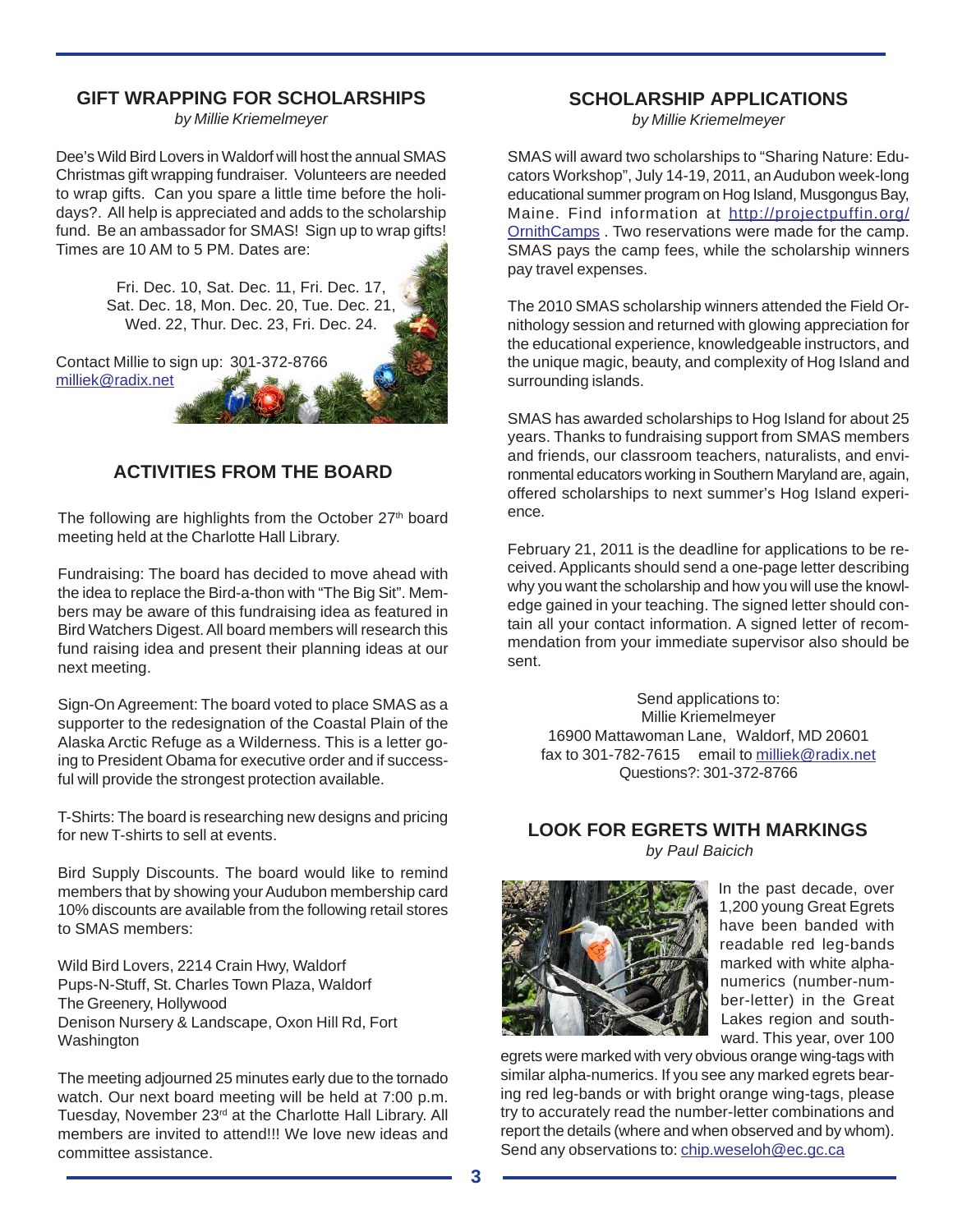## GIFT WRAPPING FOR SCHOLARSHIPS

*by Millie Kriemelmeyer*

Dee's Wild Bird Lovers in Waldorf will host the annual SMAS Christmas gift wrapping fundraiser. Volunteers are needed to wrap gifts. Can you spare a little time before the holidays?. All help is appreciated and adds to the scholarship fund. Be an ambassador for SMAS! Sign up to wrap gifts! Times are 10 AM to 5 PM. Dates are:

Fri. Dec. 10, Sat. Dec. 11, Fri. Dec. 17, Sat. Dec. 18, Mon. Dec. 20, Tue. Dec. 21, Wed. 22, Thur. Dec. 23, Fri. Dec. 24.

Contact Millie to sign up: 301-372-8766 milliek@radix.net

## ACTIVITIES FROM THE BOARD

The following are highlights from the October 27th board meeting held at the Charlotte Hall Library.

Fundraising: The board has decided to move ahead with the idea to replace the Bird-a-thon with "The Big Sit". Members may be aware of this fundraising idea as featured in Bird Watchers Digest. All board members will research this fund raising idea and present their planning ideas at our next meeting.

Sign-On Agreement: The board voted to place SMAS as a supporter to the redesignation of the Coastal Plain of the Alaska Arctic Refuge as a Wilderness. This is a letter going to President Obama for executive order and if successful will provide the strongest protection available.

T-Shirts: The board is researching new designs and pricing for new T-shirts to sell at events.

Bird Supply Discounts. The board would like to remind members that by showing your Audubon membership card 10% discounts are available from the following retail stores to SMAS members:

Wild Bird Lovers, 2214 Crain Hwy, Waldorf
Pups-N-Stuff, St. Charles Town Plaza, Waldorf
The Greenery, Hollywood
Denison Nursery & Landscape, Oxon Hill Rd, Fort Washington

The meeting adjourned 25 minutes early due to the tornado watch. Our next board meeting will be held at 7:00 p.m. Tuesday, November 23rd at the Charlotte Hall Library. All members are invited to attend!!! We love new ideas and committee assistance.

## SCHOLARSHIP APPLICATIONS

*by Millie Kriemelmeyer*

SMAS will award two scholarships to "Sharing Nature: Educators Workshop", July 14-19, 2011, an Audubon week-long educational summer program on Hog Island, Musgongus Bay, Maine. Find information at http://projectpuffin.org/OrnithCamps . Two reservations were made for the camp. SMAS pays the camp fees, while the scholarship winners pay travel expenses.

The 2010 SMAS scholarship winners attended the Field Ornithology session and returned with glowing appreciation for the educational experience, knowledgeable instructors, and the unique magic, beauty, and complexity of Hog Island and surrounding islands.

SMAS has awarded scholarships to Hog Island for about 25 years. Thanks to fundraising support from SMAS members and friends, our classroom teachers, naturalists, and environmental educators working in Southern Maryland are, again, offered scholarships to next summer's Hog Island experience.

February 21, 2011 is the deadline for applications to be received. Applicants should send a one-page letter describing why you want the scholarship and how you will use the knowledge gained in your teaching. The signed letter should contain all your contact information. A signed letter of recommendation from your immediate supervisor also should be sent.

Send applications to:
Millie Kriemelmeyer
16900 Mattawoman Lane, Waldorf, MD 20601
fax to 301-782-7615 email to milliek@radix.net
Questions?: 301-372-8766

## LOOK FOR EGRETS WITH MARKINGS

*by Paul Baicich*

In the past decade, over 1,200 young Great Egrets have been banded with readable red leg-bands marked with white alphanumerics (number-number-letter) in the Great Lakes region and southward. This year, over 100 egrets were marked with very obvious orange wing-tags with similar alpha-numerics. If you see any marked egrets bearing red leg-bands or with bright orange wing-tags, please try to accurately read the number-letter combinations and report the details (where and when observed and by whom). Send any observations to: chip.weseloh@ec.gc.ca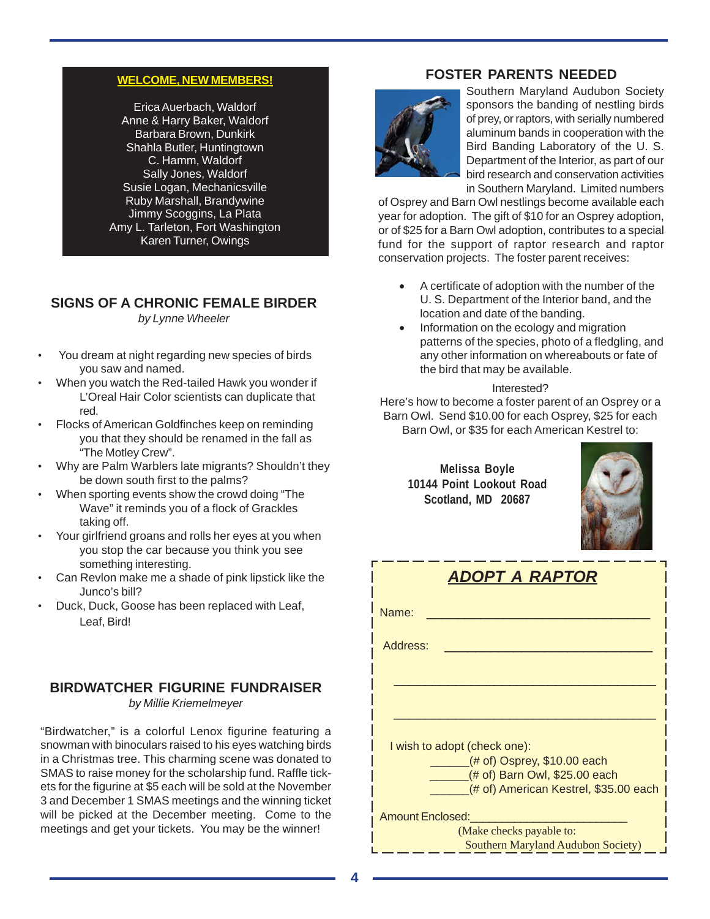## WELCOME, NEW MEMBERS!

Erica Auerbach, Waldorf
Anne & Harry Baker, Waldorf
Barbara Brown, Dunkirk
Shahla Butler, Huntingtown
C. Hamm, Waldorf
Sally Jones, Waldorf
Susie Logan, Mechanicsville
Ruby Marshall, Brandywine
Jimmy Scoggins, La Plata
Amy L. Tarleton, Fort Washington
Karen Turner, Owings

## SIGNS OF A CHRONIC FEMALE BIRDER

*by Lynne Wheeler*

- You dream at night regarding new species of birds you saw and named.
- When you watch the Red-tailed Hawk you wonder if L'Oreal Hair Color scientists can duplicate that red.
- Flocks of American Goldfinches keep on reminding you that they should be renamed in the fall as "The Motley Crew".
- Why are Palm Warblers late migrants? Shouldn't they be down south first to the palms?
- When sporting events show the crowd doing "The Wave" it reminds you of a flock of Grackles taking off.
- Your girlfriend groans and rolls her eyes at you when you stop the car because you think you see something interesting.
- Can Revlon make me a shade of pink lipstick like the Junco's bill?
- Duck, Duck, Goose has been replaced with Leaf, Leaf, Bird!

## BIRDWATCHER FIGURINE FUNDRAISER

*by Millie Kriemelmeyer*

"Birdwatcher," is a colorful Lenox figurine featuring a snowman with binoculars raised to his eyes watching birds in a Christmas tree. This charming scene was donated to SMAS to raise money for the scholarship fund. Raffle tickets for the figurine at $5 each will be sold at the November 3 and December 1 SMAS meetings and the winning ticket will be picked at the December meeting. Come to the meetings and get your tickets. You may be the winner!

## FOSTER PARENTS NEEDED

Southern Maryland Audubon Society sponsors the banding of nestling birds of prey, or raptors, with serially numbered aluminum bands in cooperation with the Bird Banding Laboratory of the U. S. Department of the Interior, as part of our bird research and conservation activities in Southern Maryland. Limited numbers of Osprey and Barn Owl nestlings become available each year for adoption. The gift of $10 for an Osprey adoption, or of $25 for a Barn Owl adoption, contributes to a special fund for the support of raptor research and raptor conservation projects. The foster parent receives:

- A certificate of adoption with the number of the U. S. Department of the Interior band, and the location and date of the banding.
- Information on the ecology and migration patterns of the species, photo of a fledgling, and any other information on whereabouts or fate of the bird that may be available.

Interested?
Here's how to become a foster parent of an Osprey or a Barn Owl. Send $10.00 for each Osprey, $25 for each Barn Owl, or $35 for each American Kestrel to:

**Melissa Boyle**
**10144 Point Lookout Road**
**Scotland, MD 20687**

### *ADOPT A RAPTOR*

Name: ________________________________

Address: ______________________________

______________________________________

______________________________________

I wish to adopt (check one):

______(# of) Osprey, $10.00 each
______(# of) Barn Owl, $25.00 each
______(# of) American Kestrel, $35.00 each

Amount Enclosed:______________________

(Make checks payable to:
Southern Maryland Audubon Society)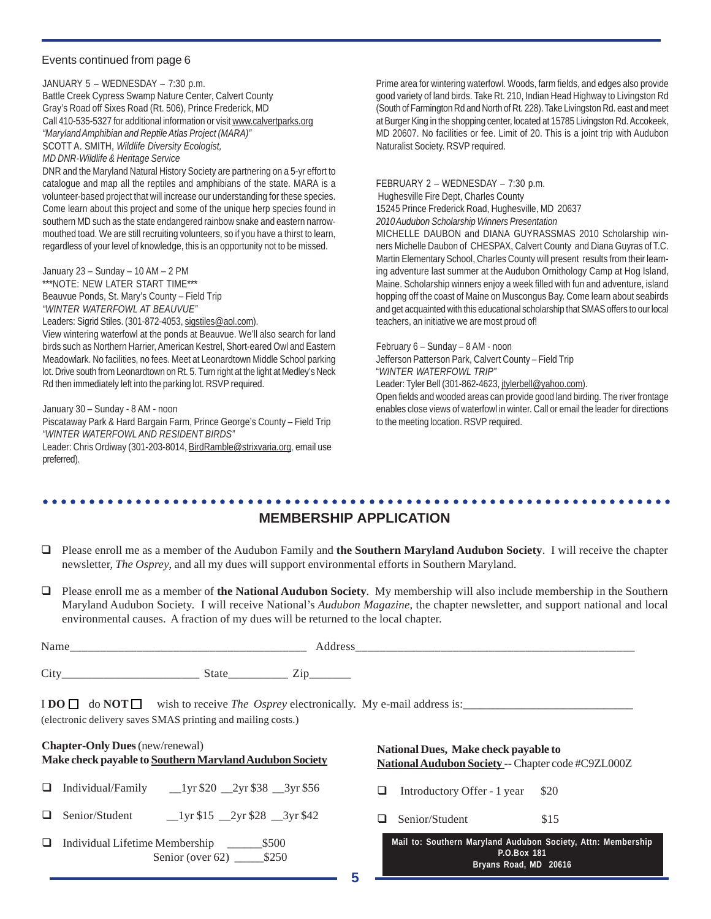Events continued from page 6

JANUARY 5 – WEDNESDAY – 7:30 p.m.
Battle Creek Cypress Swamp Nature Center, Calvert County
Gray's Road off Sixes Road (Rt. 506), Prince Frederick, MD
Call 410-535-5327 for additional information or visit www.calvertparks.org
*"Maryland Amphibian and Reptile Atlas Project (MARA)"*
SCOTT A. SMITH, *Wildlife Diversity Ecologist,*
*MD DNR-Wildlife & Heritage Service*
DNR and the Maryland Natural History Society are partnering on a 5-yr effort to catalogue and map all the reptiles and amphibians of the state. MARA is a volunteer-based project that will increase our understanding for these species. Come learn about this project and some of the unique herp species found in southern MD such as the state endangered rainbow snake and eastern narrow-mouthed toad. We are still recruiting volunteers, so if you have a thirst to learn, regardless of your level of knowledge, this is an opportunity not to be missed.

January 23 – Sunday – 10 AM – 2 PM
***NOTE: NEW LATER START TIME***
Beauvue Ponds, St. Mary's County – Field Trip
*"WINTER WATERFOWL AT BEAUVUE"*
Leaders: Sigrid Stiles. (301-872-4053, sigstiles@aol.com).
View wintering waterfowl at the ponds at Beauvue. We'll also search for land birds such as Northern Harrier, American Kestrel, Short-eared Owl and Eastern Meadowlark. No facilities, no fees. Meet at Leonardtown Middle School parking lot. Drive south from Leonardtown on Rt. 5. Turn right at the light at Medley's Neck Rd then immediately left into the parking lot. RSVP required.

January 30 – Sunday - 8 AM - noon
Piscataway Park & Hard Bargain Farm, Prince George's County – Field Trip
*"WINTER WATERFOWL AND RESIDENT BIRDS"*
Leader: Chris Ordiway (301-203-8014, BirdRamble@strixvaria.org, email use preferred).
Prime area for wintering waterfowl. Woods, farm fields, and edges also provide good variety of land birds. Take Rt. 210, Indian Head Highway to Livingston Rd (South of Farmington Rd and North of Rt. 228). Take Livingston Rd. east and meet at Burger King in the shopping center, located at 15785 Livingston Rd. Accokeek, MD 20607. No facilities or fee. Limit of 20. This is a joint trip with Audubon Naturalist Society. RSVP required.

FEBRUARY 2 – WEDNESDAY – 7:30 p.m.
Hughesville Fire Dept, Charles County
15245 Prince Frederick Road, Hughesville, MD 20637
*2010 Audubon Scholarship Winners Presentation*
MICHELLE DAUBON and DIANA GUYRASSMAS 2010 Scholarship winners Michelle Daubon of CHESPAX, Calvert County and Diana Guyras of T.C. Martin Elementary School, Charles County will present results from their learning adventure last summer at the Audubon Ornithology Camp at Hog Island, Maine. Scholarship winners enjoy a week filled with fun and adventure, island hopping off the coast of Maine on Muscongus Bay. Come learn about seabirds and get acquainted with this educational scholarship that SMAS offers to our local teachers, an initiative we are most proud of!

February 6 – Sunday – 8 AM - noon
Jefferson Patterson Park, Calvert County – Field Trip
"*WINTER WATERFOWL TRIP"*
Leader: Tyler Bell (301-862-4623, jtylerbell@yahoo.com).
Open fields and wooded areas can provide good land birding. The river frontage enables close views of waterfowl in winter. Call or email the leader for directions to the meeting location. RSVP required.

## MEMBERSHIP APPLICATION

- ❑ Please enroll me as a member of the Audubon Family and **the Southern Maryland Audubon Society**. I will receive the chapter newsletter, *The Osprey*, and all my dues will support environmental efforts in Southern Maryland.
- ❑ Please enroll me as a member of **the National Audubon Society**. My membership will also include membership in the Southern Maryland Audubon Society. I will receive National's *Audubon Magazine*, the chapter newsletter, and support national and local environmental causes. A fraction of my dues will be returned to the local chapter.

Name________________________________________ Address__________________________________________________

City________________________ State__________ Zip_______

I **DO** ❑ do **NOT** ❑ wish to receive *The Osprey* electronically. My e-mail address is:_____________________________
(electronic delivery saves SMAS printing and mailing costs.)

**Chapter-Only Dues** (new/renewal)
**Make check payable to Southern Maryland Audubon Society**

- ❑ Individual/Family __1yr $20 __2yr $38 __3yr $56
- ❑ Senior/Student __1yr $15 __2yr $28 __3yr $42
- ❑ Individual Lifetime Membership ______$500
  Senior (over 62) _____$250

**National Dues, Make check payable to**
**National Audubon Society** -- Chapter code #C9ZL000Z

- ❑ Introductory Offer - 1 year $20
- ❑ Senior/Student $15

**Mail to: Southern Maryland Audubon Society, Attn: Membership**
**P.O.Box 181**
**Bryans Road, MD 20616**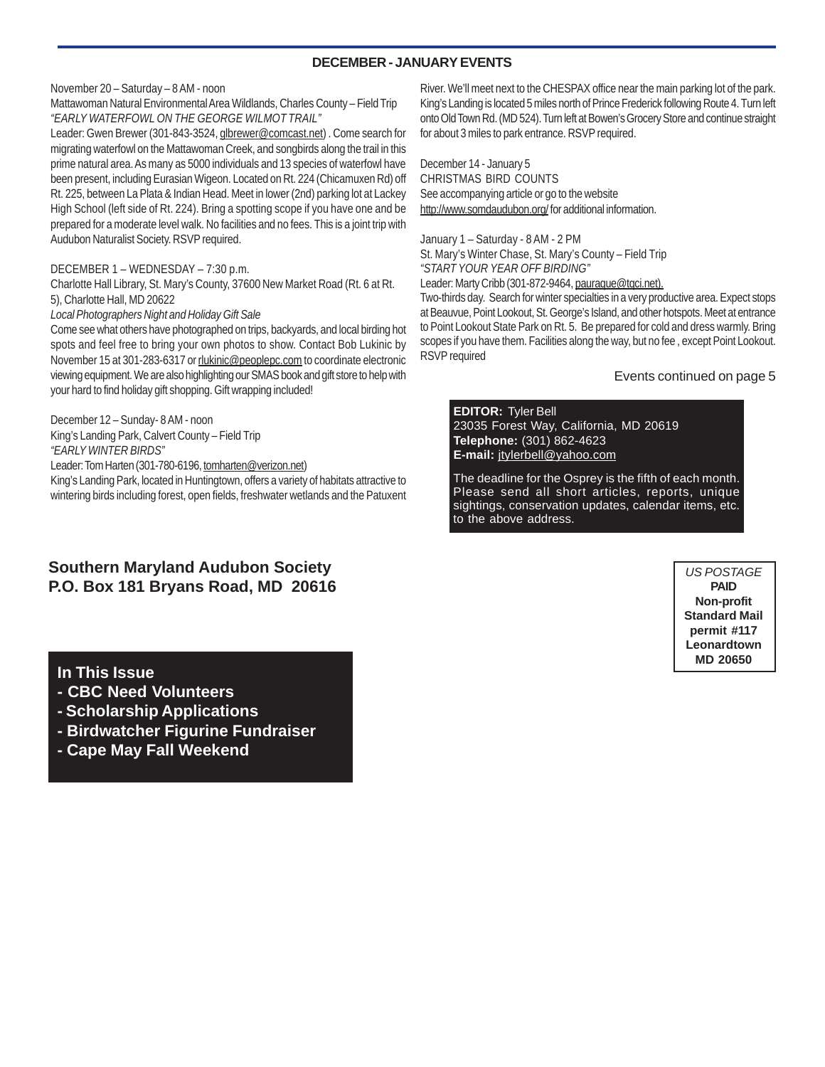## DECEMBER - JANUARY EVENTS

November 20 – Saturday – 8 AM - noon
Mattawoman Natural Environmental Area Wildlands, Charles County – Field Trip
*"EARLY WATERFOWL ON THE GEORGE WILMOT TRAIL"*
Leader: Gwen Brewer (301-843-3524, glbrewer@comcast.net) . Come search for migrating waterfowl on the Mattawoman Creek, and songbirds along the trail in this prime natural area. As many as 5000 individuals and 13 species of waterfowl have been present, including Eurasian Wigeon. Located on Rt. 224 (Chicamuxen Rd) off Rt. 225, between La Plata & Indian Head. Meet in lower (2nd) parking lot at Lackey High School (left side of Rt. 224). Bring a spotting scope if you have one and be prepared for a moderate level walk. No facilities and no fees. This is a joint trip with Audubon Naturalist Society. RSVP required.

DECEMBER 1 – WEDNESDAY – 7:30 p.m.
Charlotte Hall Library, St. Mary's County, 37600 New Market Road (Rt. 6 at Rt. 5), Charlotte Hall, MD 20622
*Local Photographers Night and Holiday Gift Sale*
Come see what others have photographed on trips, backyards, and local birding hot spots and feel free to bring your own photos to show. Contact Bob Lukinic by November 15 at 301-283-6317 or rlukinic@peoplepc.com to coordinate electronic viewing equipment. We are also highlighting our SMAS book and gift store to help with your hard to find holiday gift shopping. Gift wrapping included!

December 12 – Sunday- 8 AM - noon
King's Landing Park, Calvert County – Field Trip
*"EARLY WINTER BIRDS"*
Leader: Tom Harten (301-780-6196, tomharten@verizon.net)
King's Landing Park, located in Huntingtown, offers a variety of habitats attractive to wintering birds including forest, open fields, freshwater wetlands and the Patuxent River. We'll meet next to the CHESPAX office near the main parking lot of the park. King's Landing is located 5 miles north of Prince Frederick following Route 4. Turn left onto Old Town Rd. (MD 524). Turn left at Bowen's Grocery Store and continue straight for about 3 miles to park entrance. RSVP required.

December 14 - January 5
CHRISTMAS BIRD COUNTS
See accompanying article or go to the website http://www.somdaudubon.org/ for additional information.

January 1 – Saturday - 8 AM - 2 PM
St. Mary's Winter Chase, St. Mary's County – Field Trip
*"START YOUR YEAR OFF BIRDING"*
Leader: Marty Cribb (301-872-9464, pauraque@tqci.net).
Two-thirds day. Search for winter specialties in a very productive area. Expect stops at Beauvue, Point Lookout, St. George's Island, and other hotspots. Meet at entrance to Point Lookout State Park on Rt. 5. Be prepared for cold and dress warmly. Bring scopes if you have them. Facilities along the way, but no fee , except Point Lookout. RSVP required

Events continued on page 5

**EDITOR:** Tyler Bell
23035 Forest Way, California, MD 20619
**Telephone:** (301) 862-4623
**E-mail:** jtylerbell@yahoo.com

The deadline for the Osprey is the fifth of each month. Please send all short articles, reports, unique sightings, conservation updates, calendar items, etc. to the above address.

**Southern Maryland Audubon Society**
**P.O. Box 181 Bryans Road, MD 20616**

*US POSTAGE*
**PAID**
**Non-profit**
**Standard Mail**
**permit #117**
**Leonardtown**
**MD 20650**

**In This Issue**
- **CBC Need Volunteers**
- **Scholarship Applications**
- **Birdwatcher Figurine Fundraiser**
- **Cape May Fall Weekend**